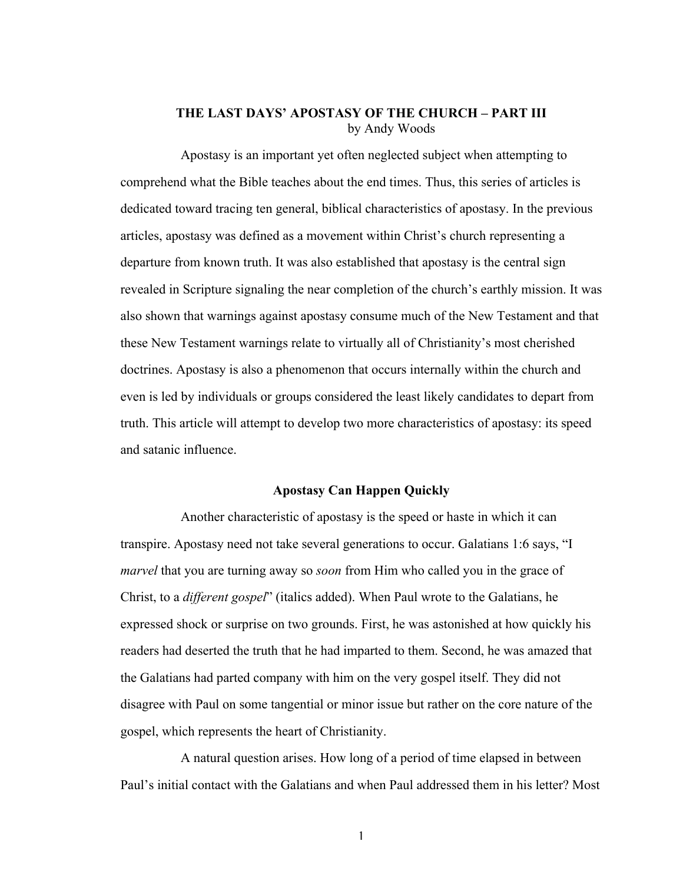# THE LAST DAYS' APOSTASY OF THE CHURCH – PART III

by Andy Woods

Apostasy is an important yet often neglected subject when attempting to comprehend what the Bible teaches about the end times. Thus, this series of articles is dedicated toward tracing ten general, biblical characteristics of apostasy. In the previous articles, apostasy was defined as a movement within Christ's church representing a departure from known truth. It was also established that apostasy is the central sign revealed in Scripture signaling the near completion of the church's earthly mission. It was also shown that warnings against apostasy consume much of the New Testament and that these New Testament warnings relate to virtually all of Christianity's most cherished doctrines. Apostasy is also a phenomenon that occurs internally within the church and even is led by individuals or groups considered the least likely candidates to depart from truth. This article will attempt to develop two more characteristics of apostasy: its speed and satanic influence.

## Apostasy Can Happen Quickly

Another characteristic of apostasy is the speed or haste in which it can transpire. Apostasy need not take several generations to occur. Galatians 1:6 says, "I *marvel* that you are turning away so *soon* from Him who called you in the grace of Christ, to a *different gospel*" (italics added). When Paul wrote to the Galatians, he expressed shock or surprise on two grounds. First, he was astonished at how quickly his readers had deserted the truth that he had imparted to them. Second, he was amazed that the Galatians had parted company with him on the very gospel itself. They did not disagree with Paul on some tangential or minor issue but rather on the core nature of the gospel, which represents the heart of Christianity.

A natural question arises. How long of a period of time elapsed in between Paul's initial contact with the Galatians and when Paul addressed them in his letter? Most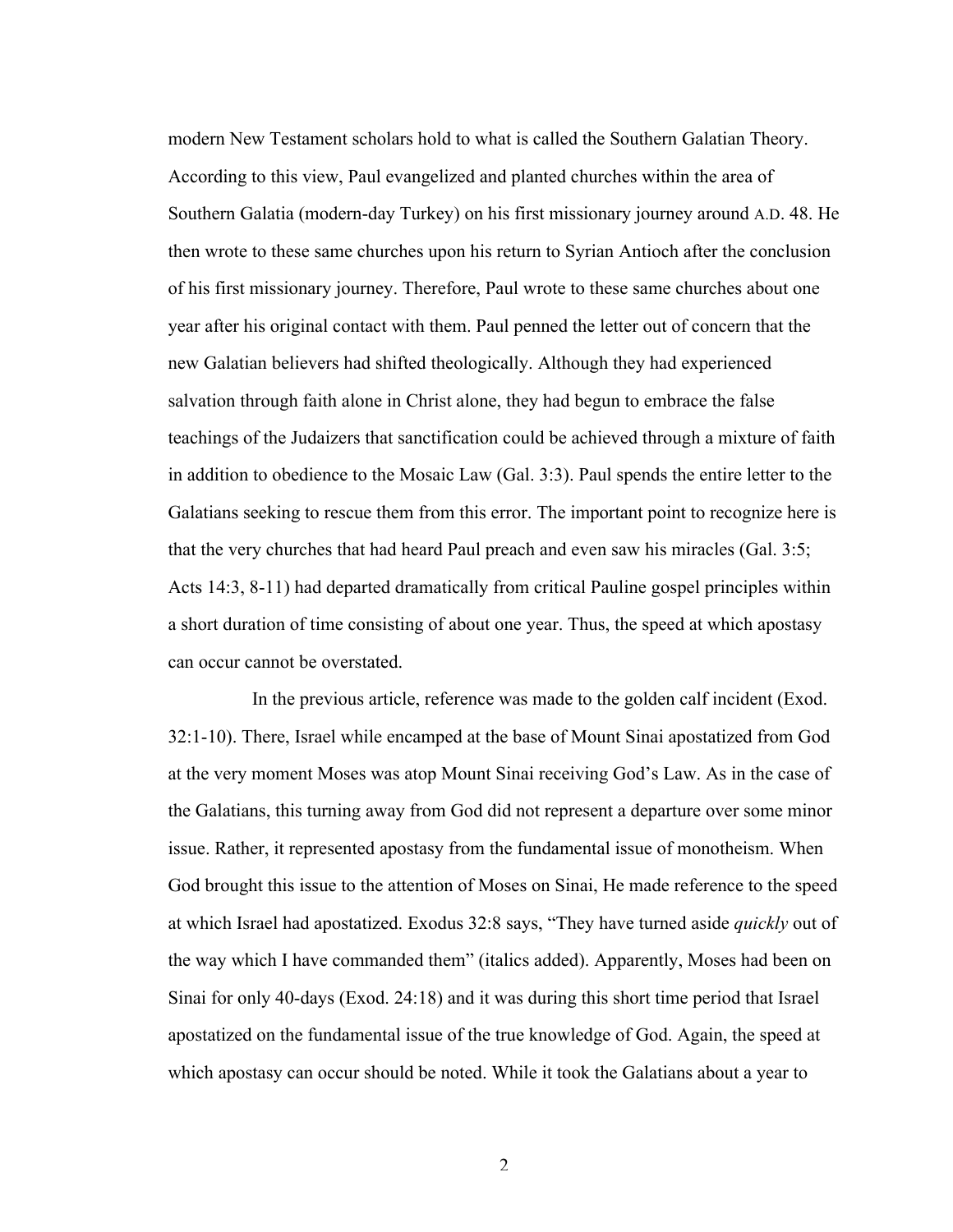modern New Testament scholars hold to what is called the Southern Galatian Theory. According to this view, Paul evangelized and planted churches within the area of Southern Galatia (modern-day Turkey) on his first missionary journey around A.D. 48. He then wrote to these same churches upon his return to Syrian Antioch after the conclusion of his first missionary journey. Therefore, Paul wrote to these same churches about one year after his original contact with them. Paul penned the letter out of concern that the new Galatian believers had shifted theologically. Although they had experienced salvation through faith alone in Christ alone, they had begun to embrace the false teachings of the Judaizers that sanctification could be achieved through a mixture of faith in addition to obedience to the Mosaic Law (Gal. 3:3). Paul spends the entire letter to the Galatians seeking to rescue them from this error. The important point to recognize here is that the very churches that had heard Paul preach and even saw his miracles (Gal. 3:5; Acts 14:3, 8-11) had departed dramatically from critical Pauline gospel principles within a short duration of time consisting of about one year. Thus, the speed at which apostasy can occur cannot be overstated.

In the previous article, reference was made to the golden calf incident (Exod. 32:1-10). There, Israel while encamped at the base of Mount Sinai apostatized from God at the very moment Moses was atop Mount Sinai receiving God's Law. As in the case of the Galatians, this turning away from God did not represent a departure over some minor issue. Rather, it represented apostasy from the fundamental issue of monotheism. When God brought this issue to the attention of Moses on Sinai, He made reference to the speed at which Israel had apostatized. Exodus 32:8 says, "They have turned aside *quickly* out of the way which I have commanded them" (italics added). Apparently, Moses had been on Sinai for only 40-days (Exod. 24:18) and it was during this short time period that Israel apostatized on the fundamental issue of the true knowledge of God. Again, the speed at which apostasy can occur should be noted. While it took the Galatians about a year to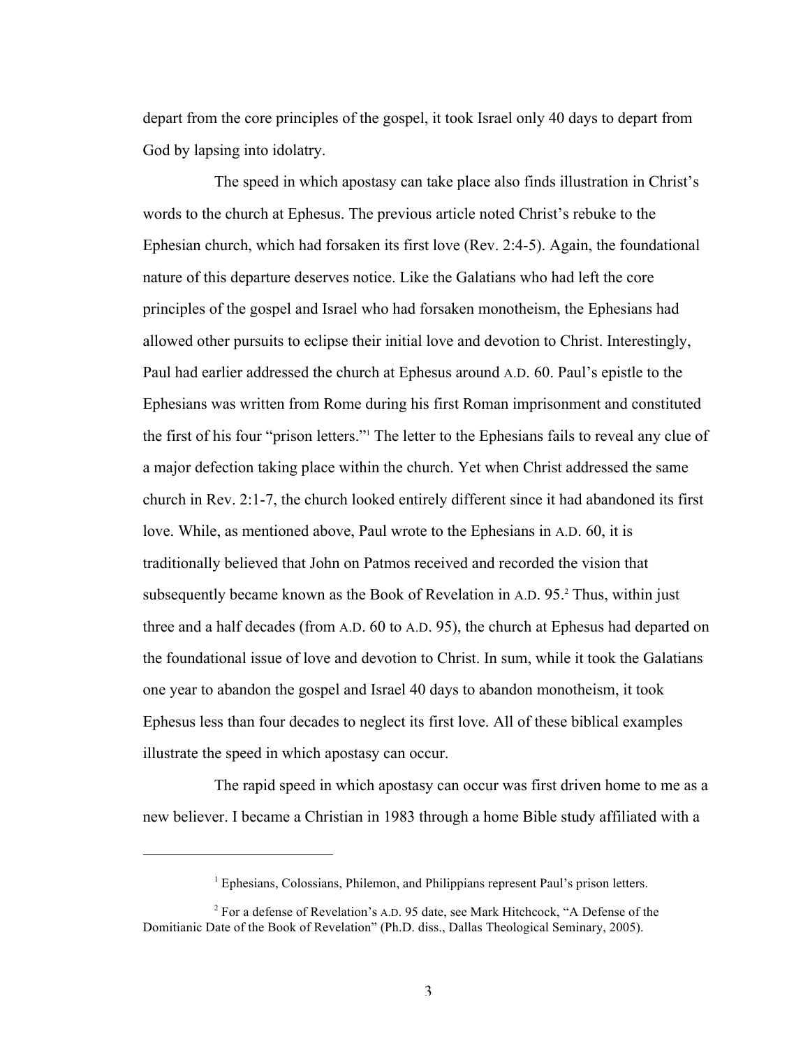depart from the core principles of the gospel, it took Israel only 40 days to depart from God by lapsing into idolatry.

The speed in which apostasy can take place also finds illustration in Christ's words to the church at Ephesus. The previous article noted Christ's rebuke to the Ephesian church, which had forsaken its first love (Rev. 2:4-5). Again, the foundational nature of this departure deserves notice. Like the Galatians who had left the core principles of the gospel and Israel who had forsaken monotheism, the Ephesians had allowed other pursuits to eclipse their initial love and devotion to Christ. Interestingly, Paul had earlier addressed the church at Ephesus around A.D. 60. Paul's epistle to the Ephesians was written from Rome during his first Roman imprisonment and constituted the first of his four "prison letters."[1] The letter to the Ephesians fails to reveal any clue of a major defection taking place within the church. Yet when Christ addressed the same church in Rev. 2:1-7, the church looked entirely different since it had abandoned its first love. While, as mentioned above, Paul wrote to the Ephesians in A.D. 60, it is traditionally believed that John on Patmos received and recorded the vision that subsequently became known as the Book of Revelation in A.D. 95.[2] Thus, within just three and a half decades (from A.D. 60 to A.D. 95), the church at Ephesus had departed on the foundational issue of love and devotion to Christ. In sum, while it took the Galatians one year to abandon the gospel and Israel 40 days to abandon monotheism, it took Ephesus less than four decades to neglect its first love. All of these biblical examples illustrate the speed in which apostasy can occur.

The rapid speed in which apostasy can occur was first driven home to me as a new believer. I became a Christian in 1983 through a home Bible study affiliated with a

---

[1] Ephesians, Colossians, Philemon, and Philippians represent Paul's prison letters.

[2] For a defense of Revelation's A.D. 95 date, see Mark Hitchcock, "A Defense of the Domitianic Date of the Book of Revelation" (Ph.D. diss., Dallas Theological Seminary, 2005).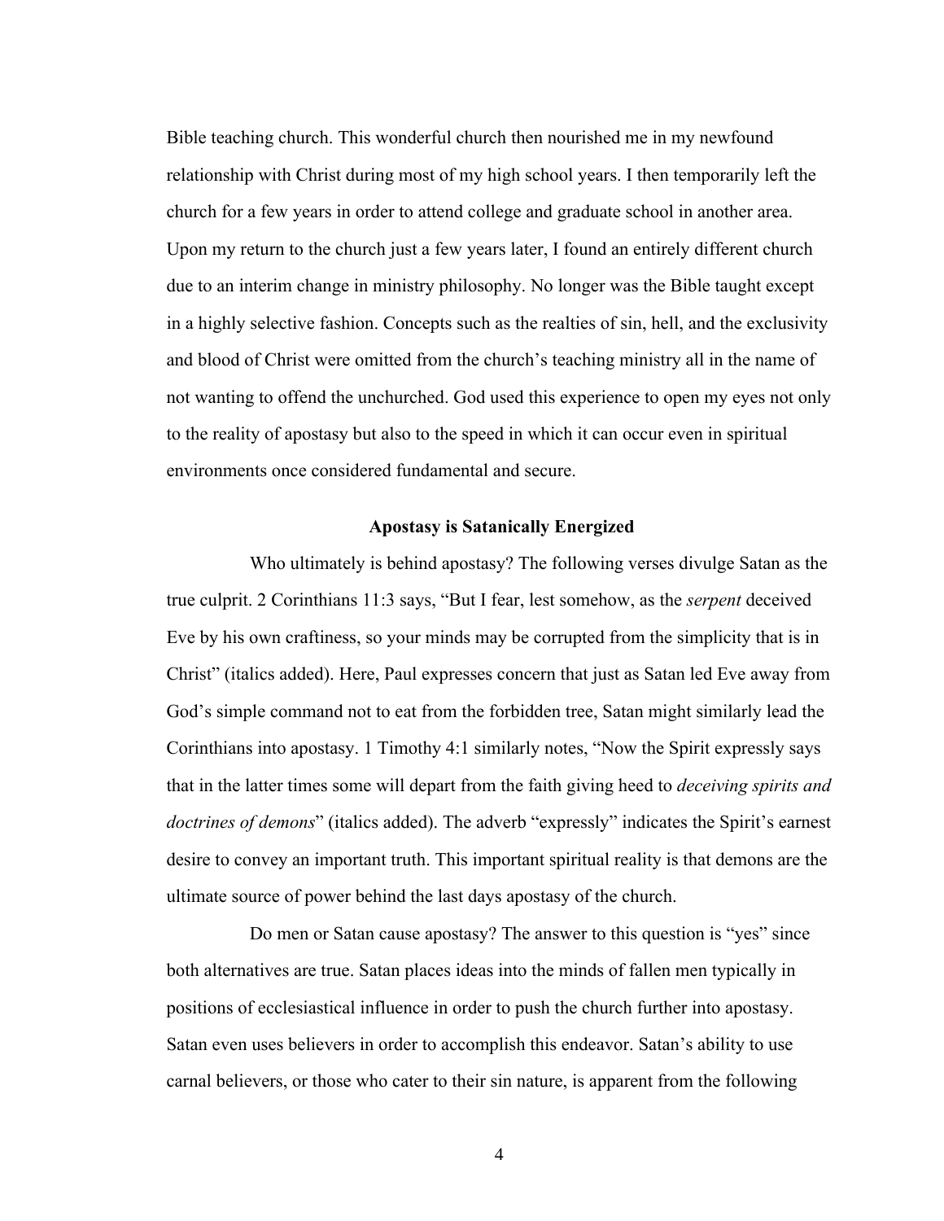Bible teaching church. This wonderful church then nourished me in my newfound relationship with Christ during most of my high school years. I then temporarily left the church for a few years in order to attend college and graduate school in another area. Upon my return to the church just a few years later, I found an entirely different church due to an interim change in ministry philosophy. No longer was the Bible taught except in a highly selective fashion. Concepts such as the realties of sin, hell, and the exclusivity and blood of Christ were omitted from the church's teaching ministry all in the name of not wanting to offend the unchurched. God used this experience to open my eyes not only to the reality of apostasy but also to the speed in which it can occur even in spiritual environments once considered fundamental and secure.

## Apostasy is Satanically Energized

Who ultimately is behind apostasy? The following verses divulge Satan as the true culprit. 2 Corinthians 11:3 says, "But I fear, lest somehow, as the *serpent* deceived Eve by his own craftiness, so your minds may be corrupted from the simplicity that is in Christ" (italics added). Here, Paul expresses concern that just as Satan led Eve away from God's simple command not to eat from the forbidden tree, Satan might similarly lead the Corinthians into apostasy. 1 Timothy 4:1 similarly notes, "Now the Spirit expressly says that in the latter times some will depart from the faith giving heed to *deceiving spirits and doctrines of demons*" (italics added). The adverb "expressly" indicates the Spirit's earnest desire to convey an important truth. This important spiritual reality is that demons are the ultimate source of power behind the last days apostasy of the church.

Do men or Satan cause apostasy? The answer to this question is "yes" since both alternatives are true. Satan places ideas into the minds of fallen men typically in positions of ecclesiastical influence in order to push the church further into apostasy. Satan even uses believers in order to accomplish this endeavor. Satan's ability to use carnal believers, or those who cater to their sin nature, is apparent from the following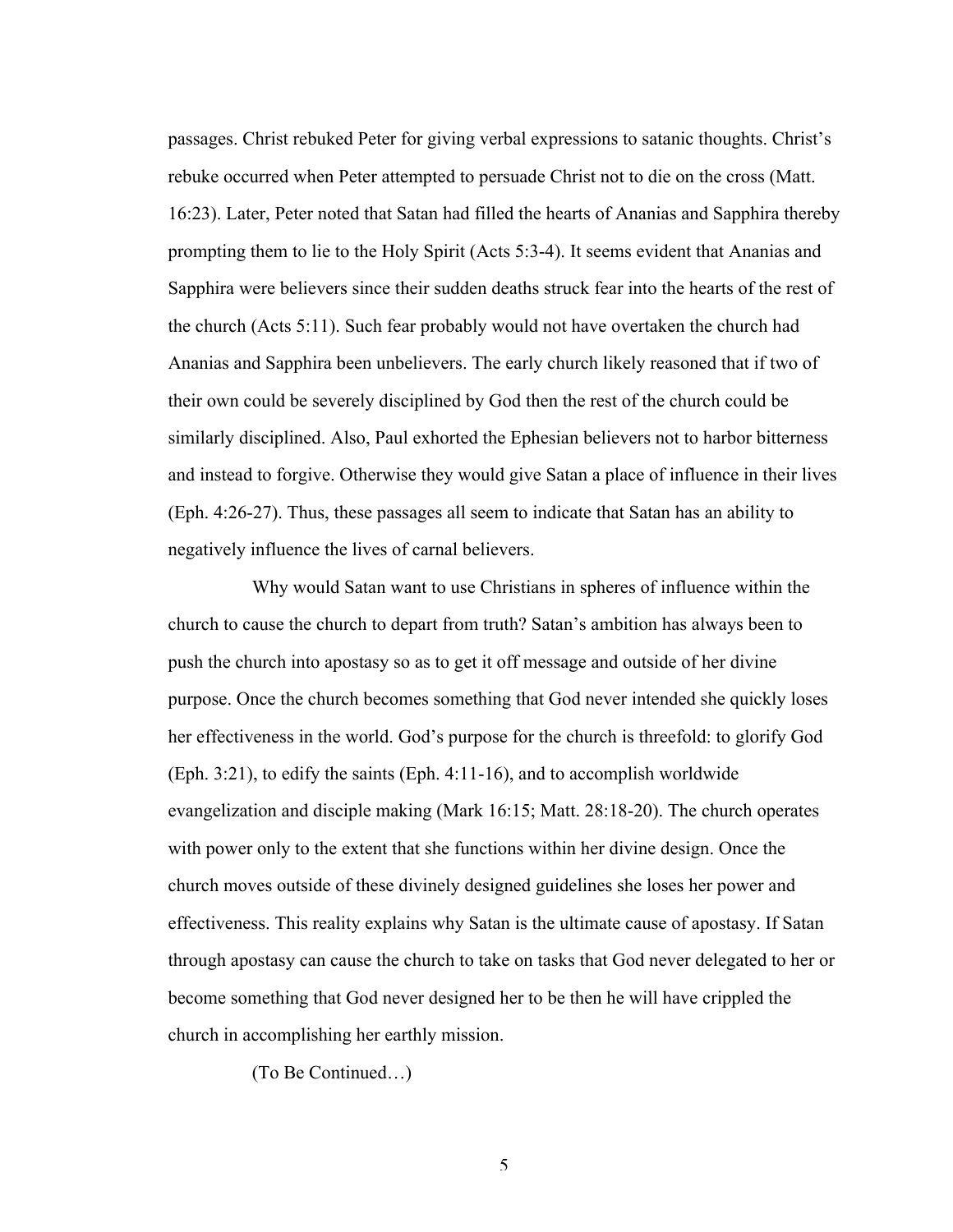passages. Christ rebuked Peter for giving verbal expressions to satanic thoughts. Christ's rebuke occurred when Peter attempted to persuade Christ not to die on the cross (Matt. 16:23). Later, Peter noted that Satan had filled the hearts of Ananias and Sapphira thereby prompting them to lie to the Holy Spirit (Acts 5:3-4). It seems evident that Ananias and Sapphira were believers since their sudden deaths struck fear into the hearts of the rest of the church (Acts 5:11). Such fear probably would not have overtaken the church had Ananias and Sapphira been unbelievers. The early church likely reasoned that if two of their own could be severely disciplined by God then the rest of the church could be similarly disciplined. Also, Paul exhorted the Ephesian believers not to harbor bitterness and instead to forgive. Otherwise they would give Satan a place of influence in their lives (Eph. 4:26-27). Thus, these passages all seem to indicate that Satan has an ability to negatively influence the lives of carnal believers.

Why would Satan want to use Christians in spheres of influence within the church to cause the church to depart from truth? Satan's ambition has always been to push the church into apostasy so as to get it off message and outside of her divine purpose. Once the church becomes something that God never intended she quickly loses her effectiveness in the world. God's purpose for the church is threefold: to glorify God (Eph. 3:21), to edify the saints (Eph. 4:11-16), and to accomplish worldwide evangelization and disciple making (Mark 16:15; Matt. 28:18-20). The church operates with power only to the extent that she functions within her divine design. Once the church moves outside of these divinely designed guidelines she loses her power and effectiveness. This reality explains why Satan is the ultimate cause of apostasy. If Satan through apostasy can cause the church to take on tasks that God never delegated to her or become something that God never designed her to be then he will have crippled the church in accomplishing her earthly mission.

(To Be Continued…)